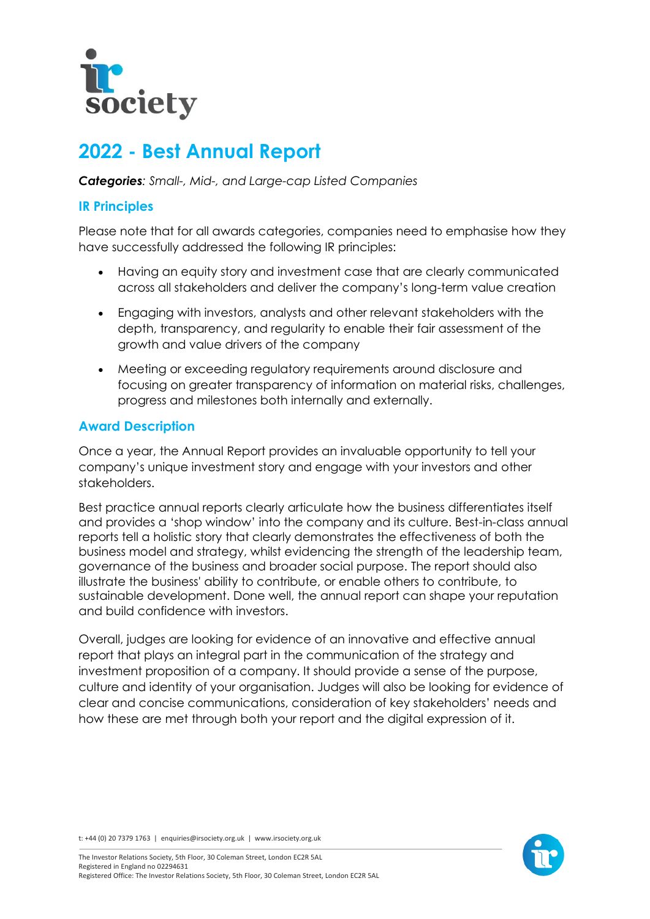# 2022 - Best Annual Report

***Categories**: Small-, Mid-, and Large-cap Listed Companies*

## IR Principles

Please note that for all awards categories, companies need to emphasise how they have successfully addressed the following IR principles:

- Having an equity story and investment case that are clearly communicated across all stakeholders and deliver the company's long-term value creation
- Engaging with investors, analysts and other relevant stakeholders with the depth, transparency, and regularity to enable their fair assessment of the growth and value drivers of the company
- Meeting or exceeding regulatory requirements around disclosure and focusing on greater transparency of information on material risks, challenges, progress and milestones both internally and externally.

## Award Description

Once a year, the Annual Report provides an invaluable opportunity to tell your company's unique investment story and engage with your investors and other stakeholders.

Best practice annual reports clearly articulate how the business differentiates itself and provides a 'shop window' into the company and its culture. Best-in-class annual reports tell a holistic story that clearly demonstrates the effectiveness of both the business model and strategy, whilst evidencing the strength of the leadership team, governance of the business and broader social purpose. The report should also illustrate the business' ability to contribute, or enable others to contribute, to sustainable development. Done well, the annual report can shape your reputation and build confidence with investors.

Overall, judges are looking for evidence of an innovative and effective annual report that plays an integral part in the communication of the strategy and investment proposition of a company. It should provide a sense of the purpose, culture and identity of your organisation. Judges will also be looking for evidence of clear and concise communications, consideration of key stakeholders' needs and how these are met through both your report and the digital expression of it.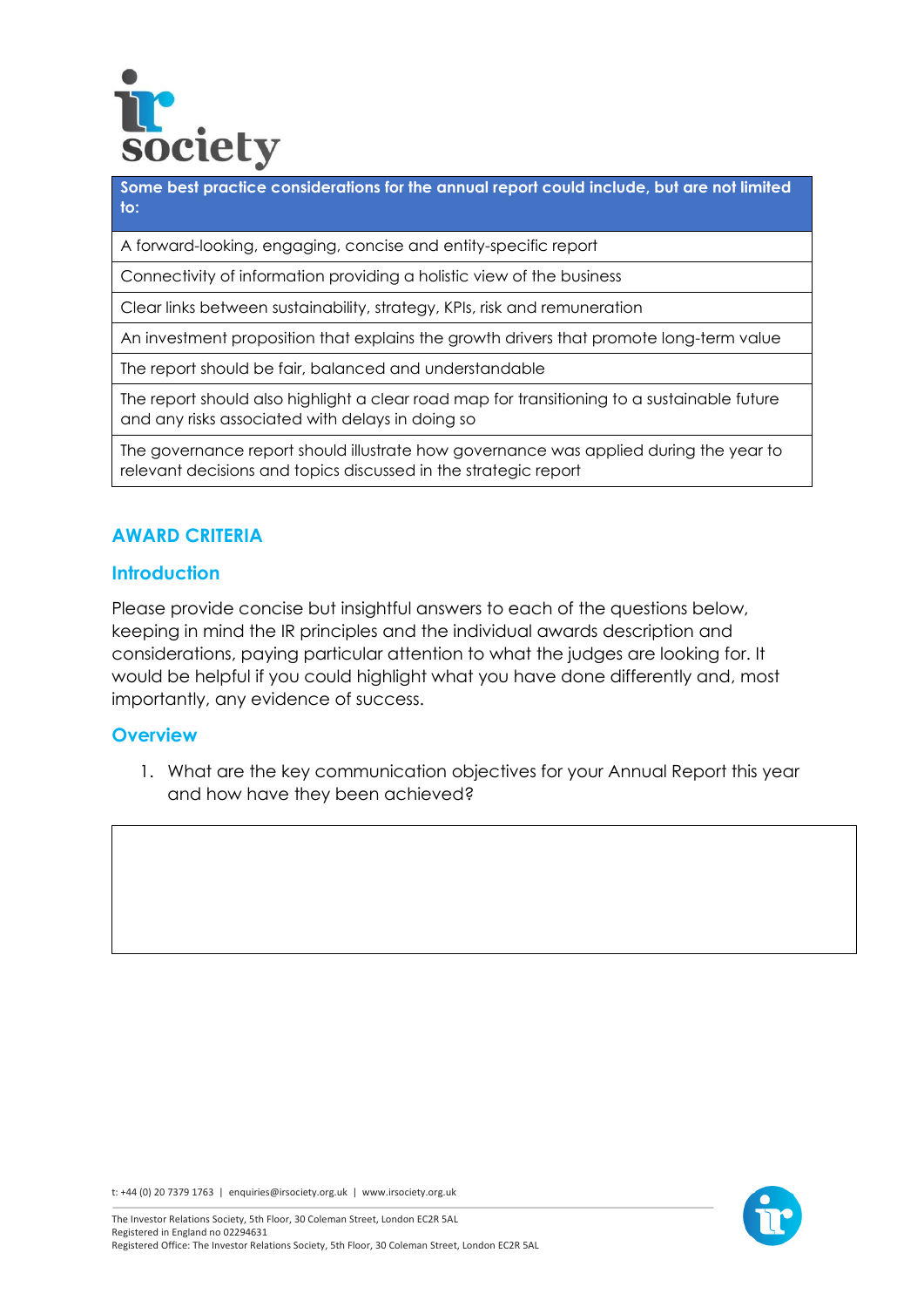| Some best practice considerations for the annual report could include, but are not limited to: |
|---|
| A forward-looking, engaging, concise and entity-specific report |
| Connectivity of information providing a holistic view of the business |
| Clear links between sustainability, strategy, KPIs, risk and remuneration |
| An investment proposition that explains the growth drivers that promote long-term value |
| The report should be fair, balanced and understandable |
| The report should also highlight a clear road map for transitioning to a sustainable future and any risks associated with delays in doing so |
| The governance report should illustrate how governance was applied during the year to relevant decisions and topics discussed in the strategic report |

## AWARD CRITERIA

### Introduction

Please provide concise but insightful answers to each of the questions below, keeping in mind the IR principles and the individual awards description and considerations, paying particular attention to what the judges are looking for. It would be helpful if you could highlight what you have done differently and, most importantly, any evidence of success.

### Overview

1. What are the key communication objectives for your Annual Report this year and how have they been achieved?

|   |
|---|
|   |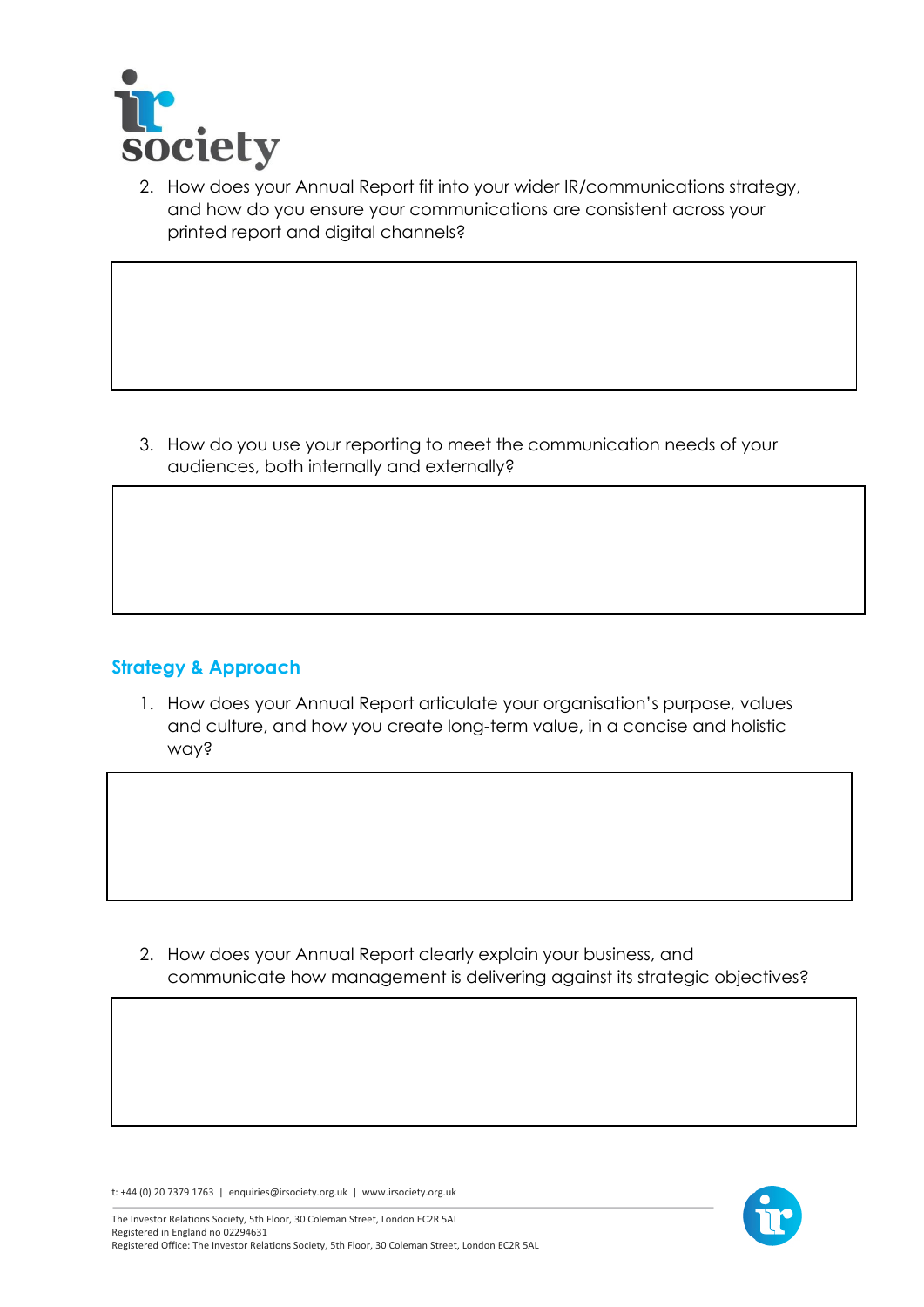2. How does your Annual Report fit into your wider IR/communications strategy, and how do you ensure your communications are consistent across your printed report and digital channels?

3. How do you use your reporting to meet the communication needs of your audiences, both internally and externally?

## Strategy & Approach

1. How does your Annual Report articulate your organisation's purpose, values and culture, and how you create long-term value, in a concise and holistic way?

2. How does your Annual Report clearly explain your business, and communicate how management is delivering against its strategic objectives?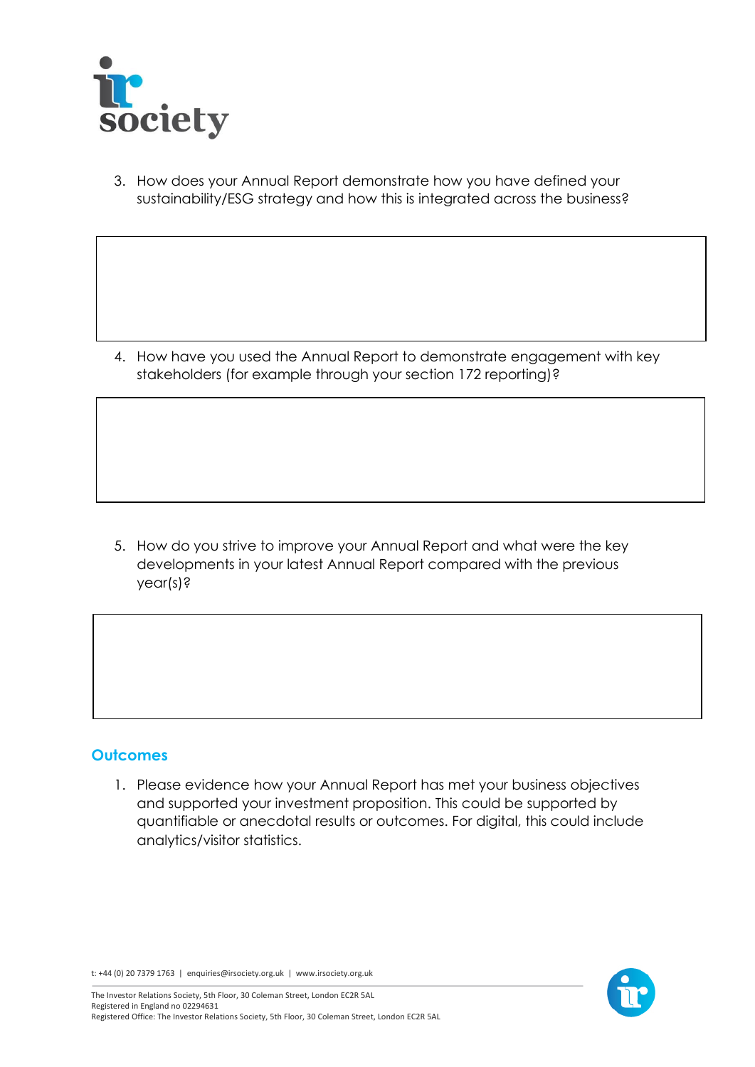3. How does your Annual Report demonstrate how you have defined your sustainability/ESG strategy and how this is integrated across the business?

4. How have you used the Annual Report to demonstrate engagement with key stakeholders (for example through your section 172 reporting)?

5. How do you strive to improve your Annual Report and what were the key developments in your latest Annual Report compared with the previous year(s)?

## Outcomes

1. Please evidence how your Annual Report has met your business objectives and supported your investment proposition. This could be supported by quantifiable or anecdotal results or outcomes. For digital, this could include analytics/visitor statistics.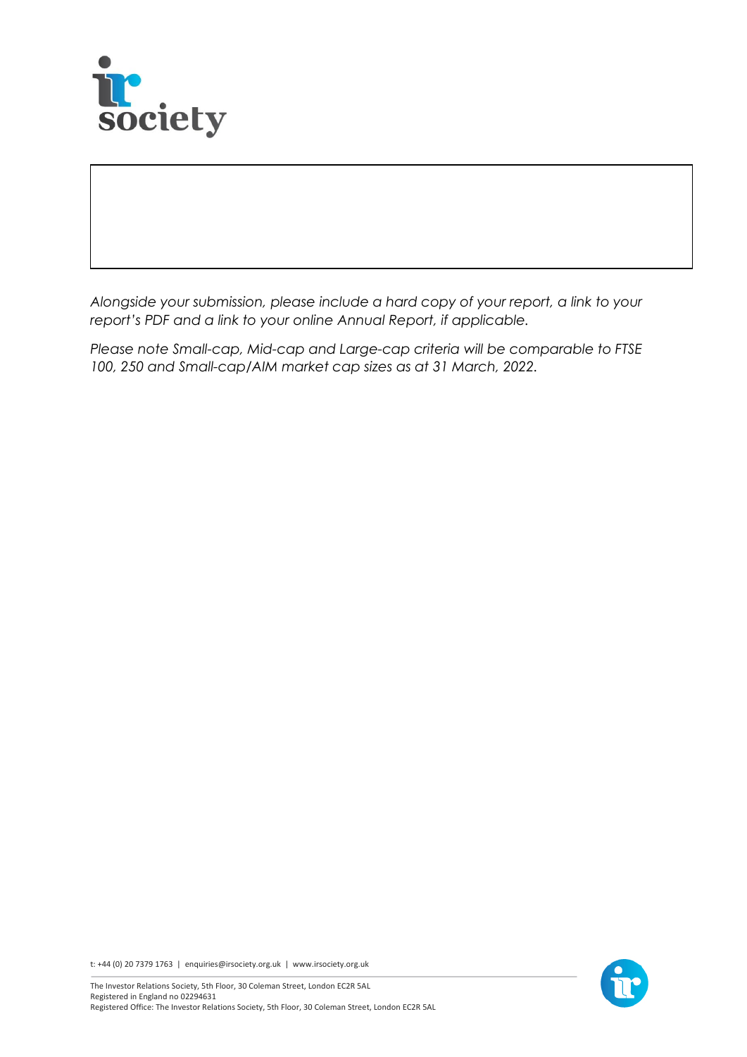*Alongside your submission, please include a hard copy of your report, a link to your report's PDF and a link to your online Annual Report, if applicable.*

*Please note Small-cap, Mid-cap and Large-cap criteria will be comparable to FTSE 100, 250 and Small-cap/AIM market cap sizes as at 31 March, 2022.*